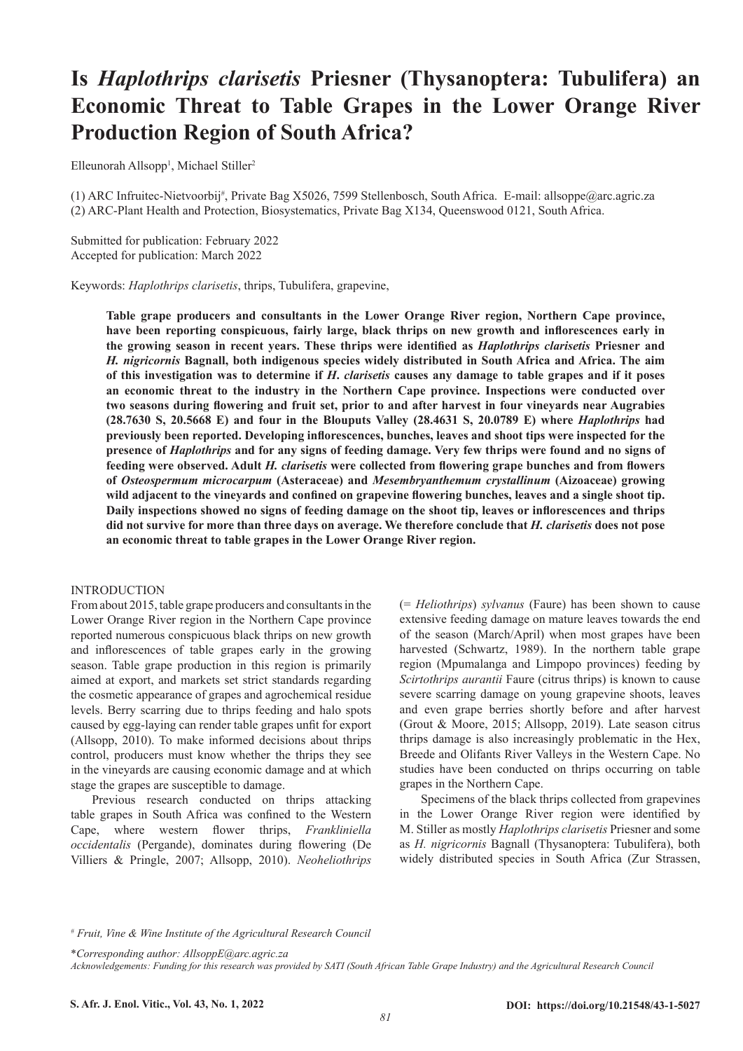# Is *Haplothrips clarisetis* Priesner (Thysanoptera: Tubulifera) an Economic Threat to Table Grapes in the Lower Orange River Production Region of South Africa?

Elleunorah Allsopp[1], Michael Stiller[2]

(1) ARC Infruitec-Nietvoorbij[#], Private Bag X5026, 7599 Stellenbosch, South Africa. E-mail: allsoppe@arc.agric.za
(2) ARC-Plant Health and Protection, Biosystematics, Private Bag X134, Queenswood 0121, South Africa.

Submitted for publication: February 2022
Accepted for publication: March 2022

Keywords: *Haplothrips clarisetis*, thrips, Tubulifera, grapevine,

**Table grape producers and consultants in the Lower Orange River region, Northern Cape province, have been reporting conspicuous, fairly large, black thrips on new growth and inflorescences early in the growing season in recent years. These thrips were identified as *Haplothrips clarisetis* Priesner and *H. nigricornis* Bagnall, both indigenous species widely distributed in South Africa and Africa. The aim of this investigation was to determine if *H. clarisetis* causes any damage to table grapes and if it poses an economic threat to the industry in the Northern Cape province. Inspections were conducted over two seasons during flowering and fruit set, prior to and after harvest in four vineyards near Augrabies (28.7630 S, 20.5668 E) and four in the Blouputs Valley (28.4631 S, 20.0789 E) where *Haplothrips* had previously been reported. Developing inflorescences, bunches, leaves and shoot tips were inspected for the presence of *Haplothrips* and for any signs of feeding damage. Very few thrips were found and no signs of feeding were observed. Adult *H. clarisetis* were collected from flowering grape bunches and from flowers of *Osteospermum microcarpum* (Asteraceae) and *Mesembryanthemum crystallinum* (Aizoaceae) growing wild adjacent to the vineyards and confined on grapevine flowering bunches, leaves and a single shoot tip. Daily inspections showed no signs of feeding damage on the shoot tip, leaves or inflorescences and thrips did not survive for more than three days on average. We therefore conclude that *H. clarisetis* does not pose an economic threat to table grapes in the Lower Orange River region.**

## INTRODUCTION

From about 2015, table grape producers and consultants in the Lower Orange River region in the Northern Cape province reported numerous conspicuous black thrips on new growth and inflorescences of table grapes early in the growing season. Table grape production in this region is primarily aimed at export, and markets set strict standards regarding the cosmetic appearance of grapes and agrochemical residue levels. Berry scarring due to thrips feeding and halo spots caused by egg-laying can render table grapes unfit for export (Allsopp, 2010). To make informed decisions about thrips control, producers must know whether the thrips they see in the vineyards are causing economic damage and at which stage the grapes are susceptible to damage.

Previous research conducted on thrips attacking table grapes in South Africa was confined to the Western Cape, where western flower thrips, *Frankliniella occidentalis* (Pergande), dominates during flowering (De Villiers & Pringle, 2007; Allsopp, 2010). *Neoheliothrips* (= *Heliothrips*) *sylvanus* (Faure) has been shown to cause extensive feeding damage on mature leaves towards the end of the season (March/April) when most grapes have been harvested (Schwartz, 1989). In the northern table grape region (Mpumalanga and Limpopo provinces) feeding by *Scirtothrips aurantii* Faure (citrus thrips) is known to cause severe scarring damage on young grapevine shoots, leaves and even grape berries shortly before and after harvest (Grout & Moore, 2015; Allsopp, 2019). Late season citrus thrips damage is also increasingly problematic in the Hex, Breede and Olifants River Valleys in the Western Cape. No studies have been conducted on thrips occurring on table grapes in the Northern Cape.

Specimens of the black thrips collected from grapevines in the Lower Orange River region were identified by M. Stiller as mostly *Haplothrips clarisetis* Priesner and some as *H. nigricornis* Bagnall (Thysanoptera: Tubulifera), both widely distributed species in South Africa (Zur Strassen,

[#] *Fruit, Vine & Wine Institute of the Agricultural Research Council*

*\*Corresponding author: AllsoppE@arc.agric.za*
*Acknowledgements: Funding for this research was provided by SATI (South African Table Grape Industry) and the Agricultural Research Council*

**DOI: https://doi.org/10.21548/43-1-5027**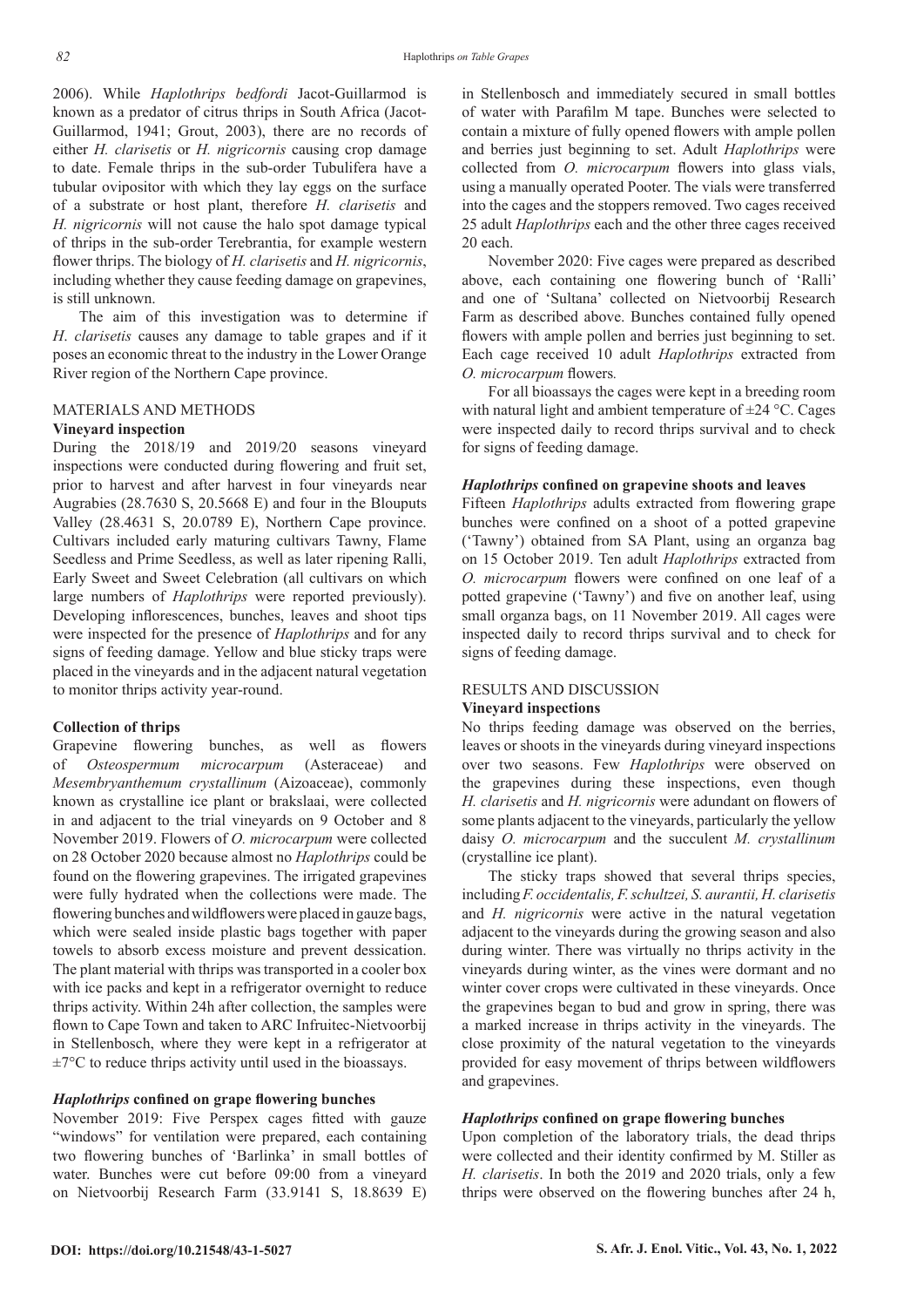2006). While *Haplothrips bedfordi* Jacot-Guillarmod is known as a predator of citrus thrips in South Africa (Jacot-Guillarmod, 1941; Grout, 2003), there are no records of either *H. clarisetis* or *H. nigricornis* causing crop damage to date. Female thrips in the sub-order Tubulifera have a tubular ovipositor with which they lay eggs on the surface of a substrate or host plant, therefore *H. clarisetis* and *H. nigricornis* will not cause the halo spot damage typical of thrips in the sub-order Terebrantia, for example western flower thrips. The biology of *H. clarisetis* and *H. nigricornis*, including whether they cause feeding damage on grapevines, is still unknown.

The aim of this investigation was to determine if *H. clarisetis* causes any damage to table grapes and if it poses an economic threat to the industry in the Lower Orange River region of the Northern Cape province.

## MATERIALS AND METHODS

### Vineyard inspection

During the 2018/19 and 2019/20 seasons vineyard inspections were conducted during flowering and fruit set, prior to harvest and after harvest in four vineyards near Augrabies (28.7630 S, 20.5668 E) and four in the Blouputs Valley (28.4631 S, 20.0789 E), Northern Cape province. Cultivars included early maturing cultivars Tawny, Flame Seedless and Prime Seedless, as well as later ripening Ralli, Early Sweet and Sweet Celebration (all cultivars on which large numbers of *Haplothrips* were reported previously). Developing inflorescences, bunches, leaves and shoot tips were inspected for the presence of *Haplothrips* and for any signs of feeding damage. Yellow and blue sticky traps were placed in the vineyards and in the adjacent natural vegetation to monitor thrips activity year-round.

### Collection of thrips

Grapevine flowering bunches, as well as flowers of *Osteospermum microcarpum* (Asteraceae) and *Mesembryanthemum crystallinum* (Aizoaceae), commonly known as crystalline ice plant or brakslaai, were collected in and adjacent to the trial vineyards on 9 October and 8 November 2019. Flowers of *O. microcarpum* were collected on 28 October 2020 because almost no *Haplothrips* could be found on the flowering grapevines. The irrigated grapevines were fully hydrated when the collections were made. The flowering bunches and wildflowers were placed in gauze bags, which were sealed inside plastic bags together with paper towels to absorb excess moisture and prevent dessication. The plant material with thrips was transported in a cooler box with ice packs and kept in a refrigerator overnight to reduce thrips activity. Within 24h after collection, the samples were flown to Cape Town and taken to ARC Infruitec-Nietvoorbij in Stellenbosch, where they were kept in a refrigerator at ±7°C to reduce thrips activity until used in the bioassays.

### *Haplothrips* confined on grape flowering bunches

November 2019: Five Perspex cages fitted with gauze "windows" for ventilation were prepared, each containing two flowering bunches of 'Barlinka' in small bottles of water. Bunches were cut before 09:00 from a vineyard on Nietvoorbij Research Farm (33.9141 S, 18.8639 E) in Stellenbosch and immediately secured in small bottles of water with Parafilm M tape. Bunches were selected to contain a mixture of fully opened flowers with ample pollen and berries just beginning to set. Adult *Haplothrips* were collected from *O. microcarpum* flowers into glass vials, using a manually operated Pooter. The vials were transferred into the cages and the stoppers removed. Two cages received 25 adult *Haplothrips* each and the other three cages received 20 each.

November 2020: Five cages were prepared as described above, each containing one flowering bunch of 'Ralli' and one of 'Sultana' collected on Nietvoorbij Research Farm as described above. Bunches contained fully opened flowers with ample pollen and berries just beginning to set. Each cage received 10 adult *Haplothrips* extracted from *O. microcarpum* flowers.

For all bioassays the cages were kept in a breeding room with natural light and ambient temperature of ±24 °C. Cages were inspected daily to record thrips survival and to check for signs of feeding damage.

### *Haplothrips* confined on grapevine shoots and leaves

Fifteen *Haplothrips* adults extracted from flowering grape bunches were confined on a shoot of a potted grapevine ('Tawny') obtained from SA Plant, using an organza bag on 15 October 2019. Ten adult *Haplothrips* extracted from *O. microcarpum* flowers were confined on one leaf of a potted grapevine ('Tawny') and five on another leaf, using small organza bags, on 11 November 2019. All cages were inspected daily to record thrips survival and to check for signs of feeding damage.

## RESULTS AND DISCUSSION

### Vineyard inspections

No thrips feeding damage was observed on the berries, leaves or shoots in the vineyards during vineyard inspections over two seasons. Few *Haplothrips* were observed on the grapevines during these inspections, even though *H. clarisetis* and *H. nigricornis* were adundant on flowers of some plants adjacent to the vineyards, particularly the yellow daisy *O. microcarpum* and the succulent *M. crystallinum* (crystalline ice plant).

The sticky traps showed that several thrips species, including *F. occidentalis, F. schultzei, S. aurantii, H. clarisetis* and *H. nigricornis* were active in the natural vegetation adjacent to the vineyards during the growing season and also during winter. There was virtually no thrips activity in the vineyards during winter, as the vines were dormant and no winter cover crops were cultivated in these vineyards. Once the grapevines began to bud and grow in spring, there was a marked increase in thrips activity in the vineyards. The close proximity of the natural vegetation to the vineyards provided for easy movement of thrips between wildflowers and grapevines.

### *Haplothrips* confined on grape flowering bunches

Upon completion of the laboratory trials, the dead thrips were collected and their identity confirmed by M. Stiller as *H. clarisetis*. In both the 2019 and 2020 trials, only a few thrips were observed on the flowering bunches after 24 h,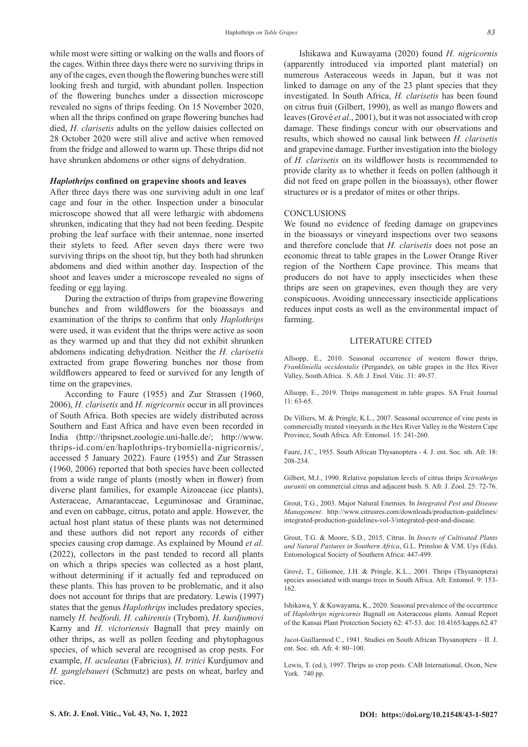while most were sitting or walking on the walls and floors of the cages. Within three days there were no surviving thrips in any of the cages, even though the flowering bunches were still looking fresh and turgid, with abundant pollen. Inspection of the flowering bunches under a dissection microscope revealed no signs of thrips feeding. On 15 November 2020, when all the thrips confined on grape flowering bunches had died, *H. clarisetis* adults on the yellow daisies collected on 28 October 2020 were still alive and active when removed from the fridge and allowed to warm up. These thrips did not have shrunken abdomens or other signs of dehydration.

### ***Haplothrips* confined on grapevine shoots and leaves**

After three days there was one surviving adult in one leaf cage and four in the other. Inspection under a binocular microscope showed that all were lethargic with abdomens shrunken, indicating that they had not been feeding. Despite probing the leaf surface with their antennae, none inserted their stylets to feed. After seven days there were two surviving thrips on the shoot tip, but they both had shrunken abdomens and died within another day. Inspection of the shoot and leaves under a microscope revealed no signs of feeding or egg laying.

During the extraction of thrips from grapevine flowering bunches and from wildflowers for the bioassays and examination of the thrips to confirm that only *Haplothrips* were used, it was evident that the thrips were active as soon as they warmed up and that they did not exhibit shrunken abdomens indicating dehydration. Neither the *H. clarisetis* extracted from grape flowering bunches nor those from wildflowers appeared to feed or survived for any length of time on the grapevines.

According to Faure (1955) and Zur Strassen (1960, 2006), *H. clarisetis* and *H. nigricornis* occur in all provinces of South Africa. Both species are widely distributed across Southern and East Africa and have even been recorded in India (http://thripsnet.zoologie.uni-halle.de/; http://www.thrips-id.com/en/haplothrips-trybomiella-nigricornis/, accessed 5 January 2022). Faure (1955) and Zur Strassen (1960, 2006) reported that both species have been collected from a wide range of plants (mostly when in flower) from diverse plant families, for example Aizoaceae (ice plants), Asteraceae, Amarantaceae, Leguminosae and Graminae, and even on cabbage, citrus, potato and apple. However, the actual host plant status of these plants was not determined and these authors did not report any records of either species causing crop damage. As explained by Mound *et al.* (2022), collectors in the past tended to record all plants on which a thrips species was collected as a host plant, without determining if it actually fed and reproduced on these plants. This has proven to be problematic, and it also does not account for thrips that are predatory. Lewis (1997) states that the genus *Haplothrips* includes predatory species, namely *H. bedfordi, H. cahirensis* (Trybom)*, H. kurdjumovi* Karny and *H. victoriensis* Bagnall that prey mainly on other thrips, as well as pollen feeding and phytophagous species, of which several are recognised as crop pests. For example, *H. aculeatus* (Fabricius)*, H. tritici* Kurdjumov and *H. ganglebaueri* (Schmutz) are pests on wheat, barley and rice.

Ishikawa and Kuwayama (2020) found *H. nigricornis* (apparently introduced via imported plant material) on numerous Asteraceous weeds in Japan, but it was not linked to damage on any of the 23 plant species that they investigated. In South Africa, *H. clarisetis* has been found on citrus fruit (Gilbert, 1990), as well as mango flowers and leaves (Grové *et al*., 2001), but it was not associated with crop damage. These findings concur with our observations and results, which showed no causal link between *H. clarisetis* and grapevine damage. Further investigation into the biology of *H. clarisetis* on its wildflower hosts is recommended to provide clarity as to whether it feeds on pollen (although it did not feed on grape pollen in the bioassays), other flower structures or is a predator of mites or other thrips.

## CONCLUSIONS

We found no evidence of feeding damage on grapevines in the bioassays or vineyard inspections over two seasons and therefore conclude that *H. clarisetis* does not pose an economic threat to table grapes in the Lower Orange River region of the Northern Cape province. This means that producers do not have to apply insecticides when these thrips are seen on grapevines, even though they are very conspicuous. Avoiding unnecessary insecticide applications reduces input costs as well as the environmental impact of farming.

## LITERATURE CITED

Allsopp, E., 2010. Seasonal occurrence of western flower thrips, *Frankliniella occidentalis* (Pergande), on table grapes in the Hex River Valley, South Africa. S. Afr. J. Enol. Vitic. 31: 49-57.

Allsopp, E., 2019. Thrips management in table grapes. SA Fruit Journal 11: 63-65.

De Villiers, M. & Pringle, K.L., 2007. Seasonal occurrence of vine pests in commercially treated vineyards in the Hex River Valley in the Western Cape Province, South Africa. Afr. Entomol. 15: 241-260.

Faure, J.C., 1955. South African Thysanoptera - 4. J. ent. Soc. sth. Afr. 18: 208-234.

Gilbert, M.J., 1990. Relative population levels of citrus thrips *Scirtothrips aurantii* on commercial citrus and adjacent bush. S. Afr. J. Zool. 25: 72-76.

Grout, T.G., 2003. Major Natural Enemies. In *Integrated Pest and Disease Management*. http://www.citrusres.com/downloads/production-guidelines/integrated-production-guidelines-vol-3/integrated-pest-and-disease.

Grout, T.G. & Moore, S.D., 2015. Citrus. In *Insects of Cultivated Plants and Natural Pastures in Southern Africa*, G.L. Prinsloo & V.M. Uys (Eds). Entomological Society of Southern Africa: 447-499.

Grové, T., Giliomee, J.H. & Pringle, K.L., 2001. Thrips (Thysanoptera) species associated with mango trees in South Africa. Afr. Entomol. 9: 153-162.

Ishikawa, Y. & Kuwayama, K., 2020. Seasonal prevalence of the occurrence of *Haplothrips nigricornis* Bagnall on Asteraceous plants. Annual Report of the Kansai Plant Protection Society 62: 47-53. doi: 10.4165/kapps.62.47

Jacot-Guillarmod C., 1941. Studies on South African Thysanoptera – II. J. ent. Soc. sth. Afr. 4: 80–100.

Lewis, T. (ed.), 1997. Thrips as crop pests. CAB International, Oxon, New York. 740 pp.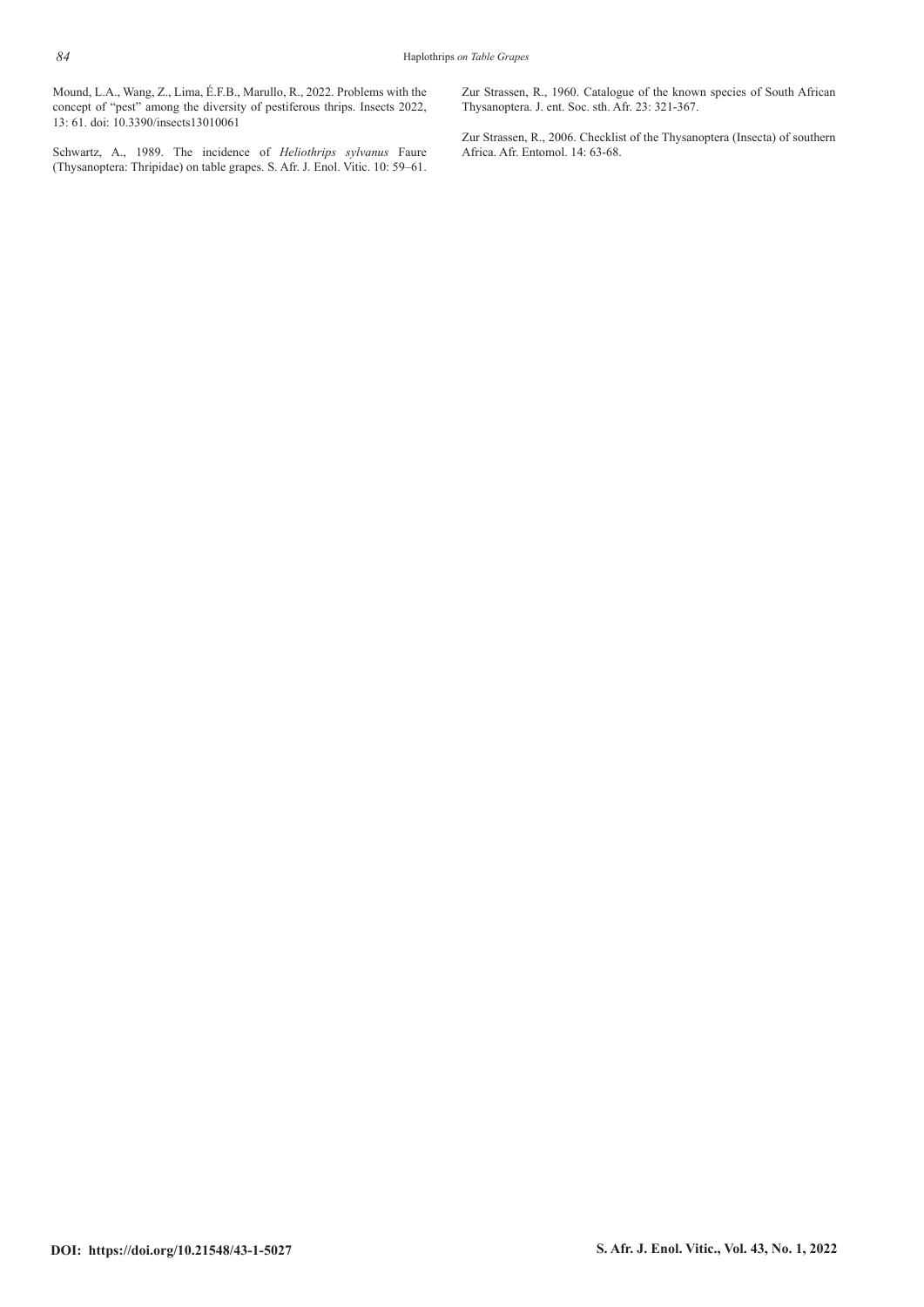Mound, L.A., Wang, Z., Lima, É.F.B., Marullo, R., 2022. Problems with the concept of "pest" among the diversity of pestiferous thrips. Insects 2022, 13: 61. doi: 10.3390/insects13010061

Schwartz, A., 1989. The incidence of *Heliothrips sylvanus* Faure (Thysanoptera: Thripidae) on table grapes. S. Afr. J. Enol. Vitic. 10: 59–61.

Zur Strassen, R., 1960. Catalogue of the known species of South African Thysanoptera. J. ent. Soc. sth. Afr. 23: 321-367.

Zur Strassen, R., 2006. Checklist of the Thysanoptera (Insecta) of southern Africa. Afr. Entomol. 14: 63-68.